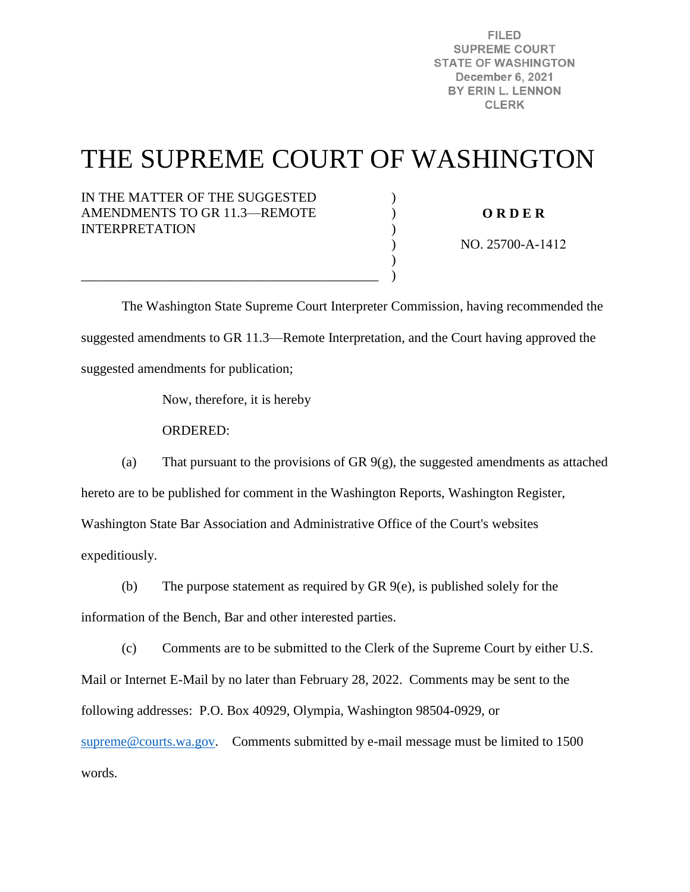FILED
SUPREME COURT
STATE OF WASHINGTON
December 6, 2021
BY ERIN L. LENNON
CLERK

# THE SUPREME COURT OF WASHINGTON

IN THE MATTER OF THE SUGGESTED AMENDMENTS TO GR 11.3—REMOTE INTERPRETATION

**O R D E R**

NO. 25700-A-1412

The Washington State Supreme Court Interpreter Commission, having recommended the suggested amendments to GR 11.3—Remote Interpretation, and the Court having approved the suggested amendments for publication;

Now, therefore, it is hereby

ORDERED:

(a) That pursuant to the provisions of GR 9(g), the suggested amendments as attached hereto are to be published for comment in the Washington Reports, Washington Register, Washington State Bar Association and Administrative Office of the Court's websites expeditiously.

(b) The purpose statement as required by GR 9(e), is published solely for the information of the Bench, Bar and other interested parties.

(c) Comments are to be submitted to the Clerk of the Supreme Court by either U.S. Mail or Internet E-Mail by no later than February 28, 2022. Comments may be sent to the following addresses: P.O. Box 40929, Olympia, Washington 98504-0929, or supreme@courts.wa.gov. Comments submitted by e-mail message must be limited to 1500 words.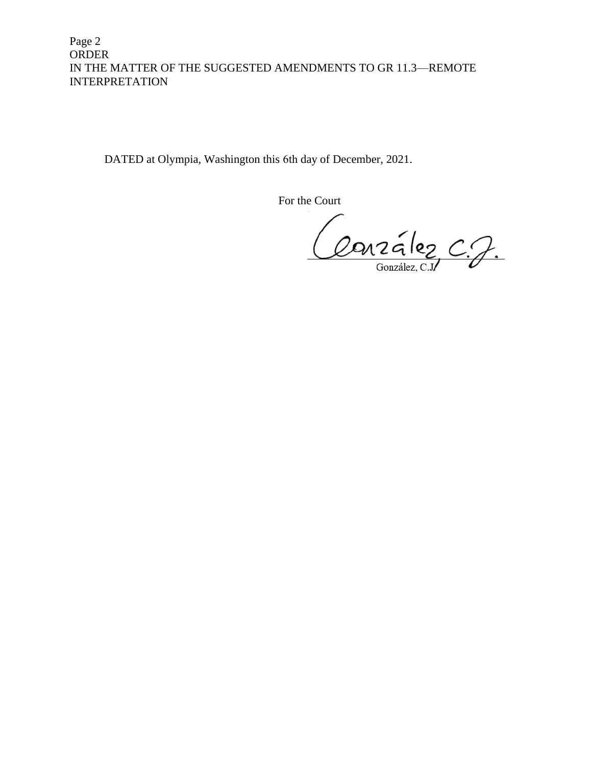DATED at Olympia, Washington this 6th day of December, 2021.

For the Court

González, C.J.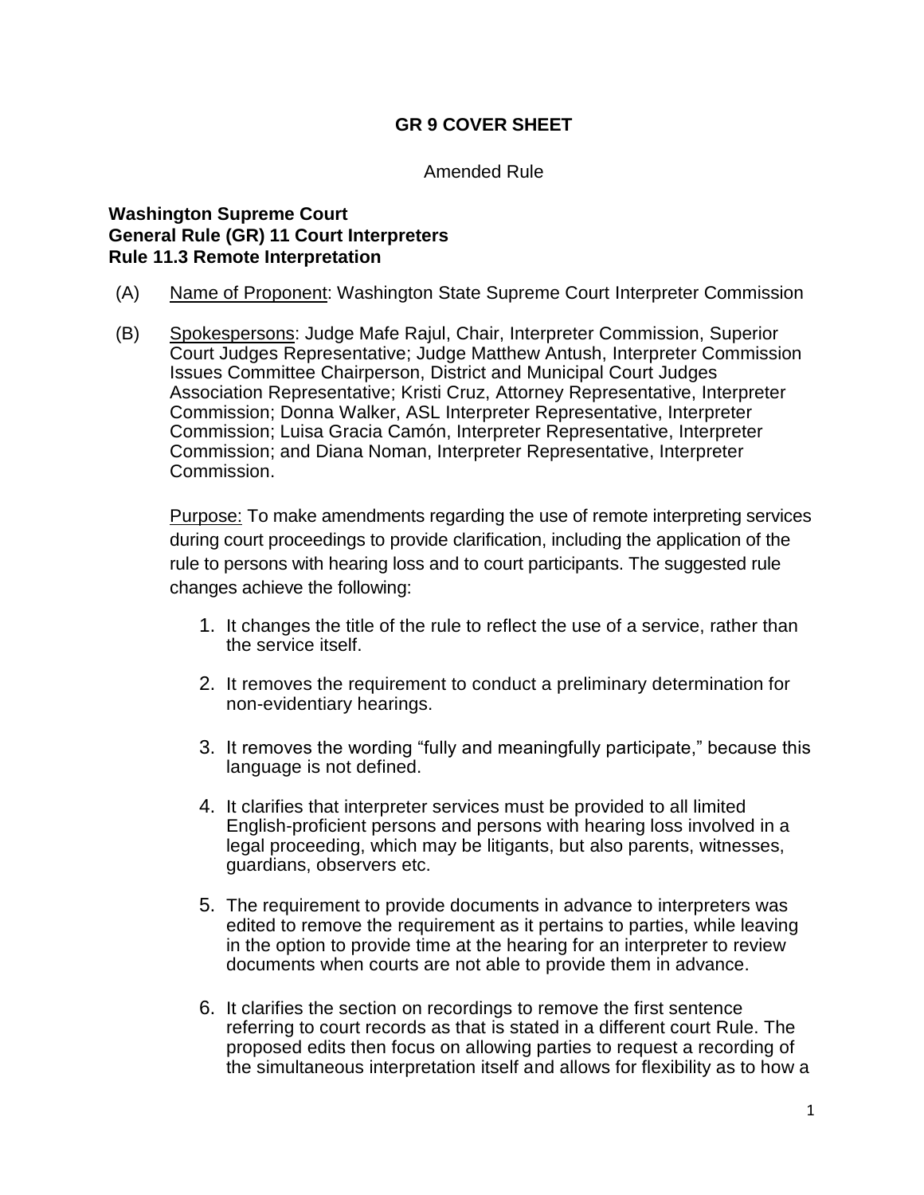## GR 9 COVER SHEET

Amended Rule

**Washington Supreme Court**
**General Rule (GR) 11 Court Interpreters**
**Rule 11.3 Remote Interpretation**

(A) Name of Proponent: Washington State Supreme Court Interpreter Commission

(B) Spokespersons: Judge Mafe Rajul, Chair, Interpreter Commission, Superior Court Judges Representative; Judge Matthew Antush, Interpreter Commission Issues Committee Chairperson, District and Municipal Court Judges Association Representative; Kristi Cruz, Attorney Representative, Interpreter Commission; Donna Walker, ASL Interpreter Representative, Interpreter Commission; Luisa Gracia Camón, Interpreter Representative, Interpreter Commission; and Diana Noman, Interpreter Representative, Interpreter Commission.

Purpose: To make amendments regarding the use of remote interpreting services during court proceedings to provide clarification, including the application of the rule to persons with hearing loss and to court participants. The suggested rule changes achieve the following:

1. It changes the title of the rule to reflect the use of a service, rather than the service itself.

2. It removes the requirement to conduct a preliminary determination for non-evidentiary hearings.

3. It removes the wording "fully and meaningfully participate," because this language is not defined.

4. It clarifies that interpreter services must be provided to all limited English-proficient persons and persons with hearing loss involved in a legal proceeding, which may be litigants, but also parents, witnesses, guardians, observers etc.

5. The requirement to provide documents in advance to interpreters was edited to remove the requirement as it pertains to parties, while leaving in the option to provide time at the hearing for an interpreter to review documents when courts are not able to provide them in advance.

6. It clarifies the section on recordings to remove the first sentence referring to court records as that is stated in a different court Rule. The proposed edits then focus on allowing parties to request a recording of the simultaneous interpretation itself and allows for flexibility as to how a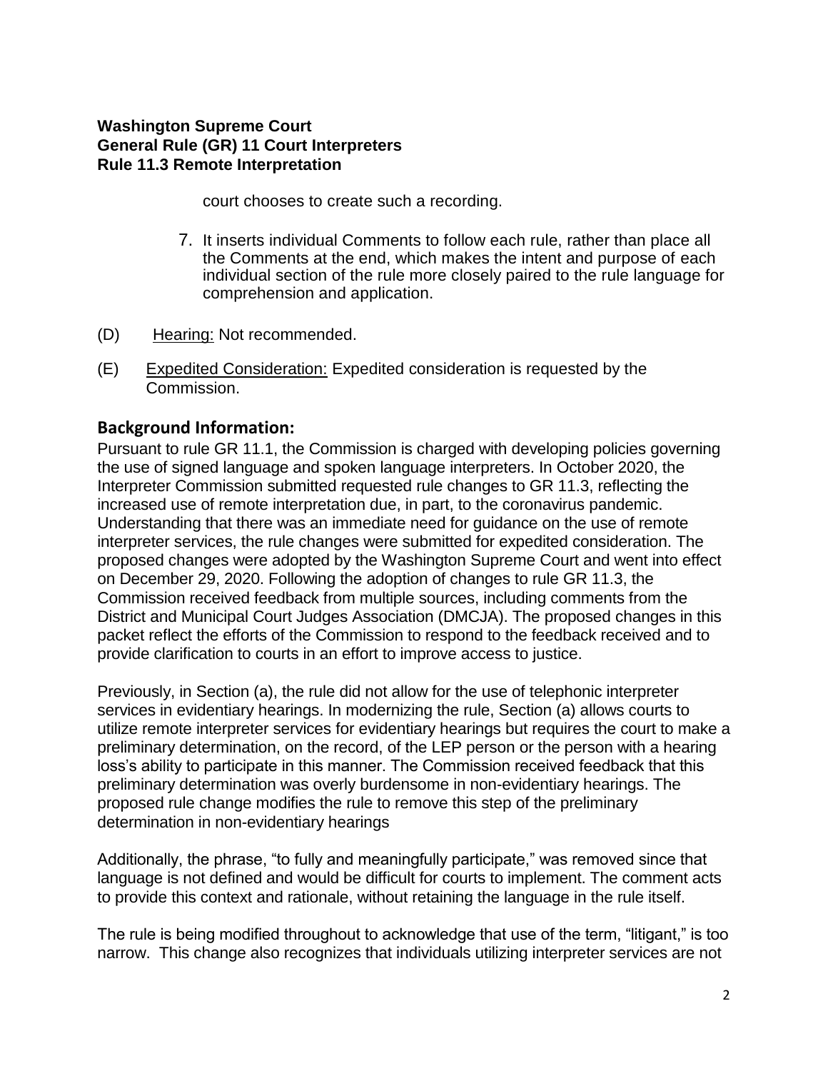court chooses to create such a recording.

7. It inserts individual Comments to follow each rule, rather than place all the Comments at the end, which makes the intent and purpose of each individual section of the rule more closely paired to the rule language for comprehension and application.

(D) Hearing: Not recommended.

(E) Expedited Consideration: Expedited consideration is requested by the Commission.

## Background Information:

Pursuant to rule GR 11.1, the Commission is charged with developing policies governing the use of signed language and spoken language interpreters. In October 2020, the Interpreter Commission submitted requested rule changes to GR 11.3, reflecting the increased use of remote interpretation due, in part, to the coronavirus pandemic. Understanding that there was an immediate need for guidance on the use of remote interpreter services, the rule changes were submitted for expedited consideration. The proposed changes were adopted by the Washington Supreme Court and went into effect on December 29, 2020. Following the adoption of changes to rule GR 11.3, the Commission received feedback from multiple sources, including comments from the District and Municipal Court Judges Association (DMCJA). The proposed changes in this packet reflect the efforts of the Commission to respond to the feedback received and to provide clarification to courts in an effort to improve access to justice.

Previously, in Section (a), the rule did not allow for the use of telephonic interpreter services in evidentiary hearings. In modernizing the rule, Section (a) allows courts to utilize remote interpreter services for evidentiary hearings but requires the court to make a preliminary determination, on the record, of the LEP person or the person with a hearing loss's ability to participate in this manner. The Commission received feedback that this preliminary determination was overly burdensome in non-evidentiary hearings. The proposed rule change modifies the rule to remove this step of the preliminary determination in non-evidentiary hearings

Additionally, the phrase, "to fully and meaningfully participate," was removed since that language is not defined and would be difficult for courts to implement. The comment acts to provide this context and rationale, without retaining the language in the rule itself.

The rule is being modified throughout to acknowledge that use of the term, "litigant," is too narrow. This change also recognizes that individuals utilizing interpreter services are not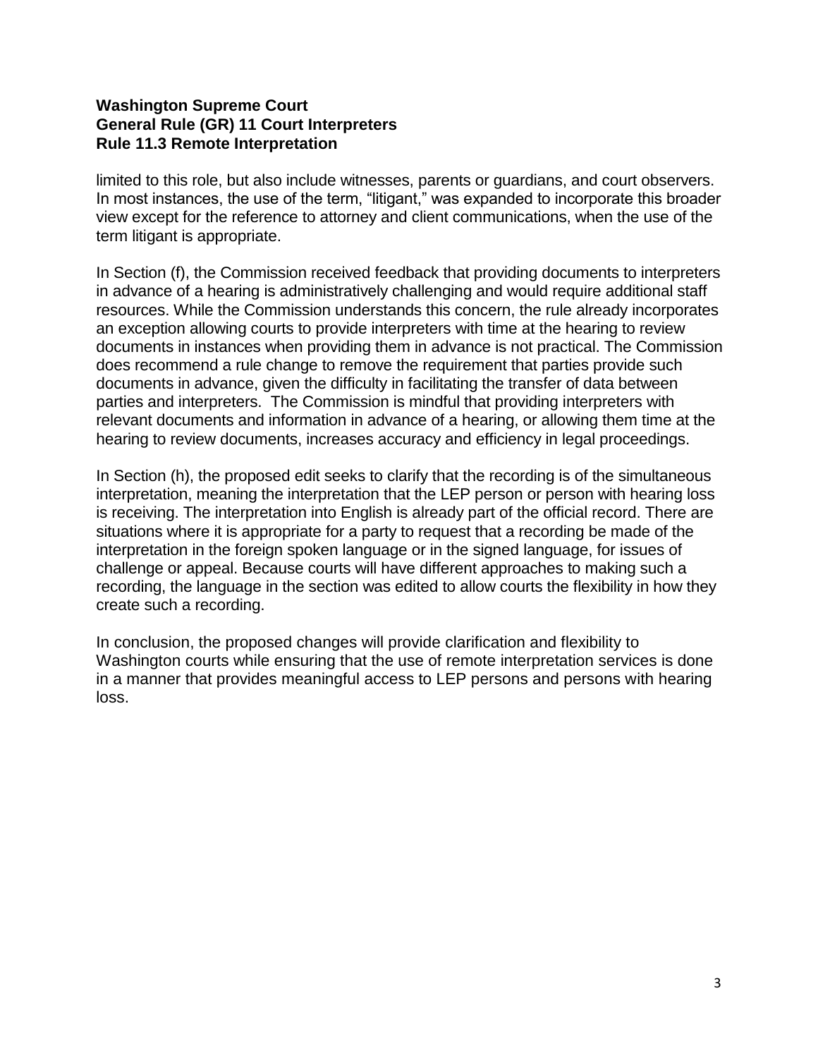limited to this role, but also include witnesses, parents or guardians, and court observers. In most instances, the use of the term, "litigant," was expanded to incorporate this broader view except for the reference to attorney and client communications, when the use of the term litigant is appropriate.

In Section (f), the Commission received feedback that providing documents to interpreters in advance of a hearing is administratively challenging and would require additional staff resources. While the Commission understands this concern, the rule already incorporates an exception allowing courts to provide interpreters with time at the hearing to review documents in instances when providing them in advance is not practical. The Commission does recommend a rule change to remove the requirement that parties provide such documents in advance, given the difficulty in facilitating the transfer of data between parties and interpreters. The Commission is mindful that providing interpreters with relevant documents and information in advance of a hearing, or allowing them time at the hearing to review documents, increases accuracy and efficiency in legal proceedings.

In Section (h), the proposed edit seeks to clarify that the recording is of the simultaneous interpretation, meaning the interpretation that the LEP person or person with hearing loss is receiving. The interpretation into English is already part of the official record. There are situations where it is appropriate for a party to request that a recording be made of the interpretation in the foreign spoken language or in the signed language, for issues of challenge or appeal. Because courts will have different approaches to making such a recording, the language in the section was edited to allow courts the flexibility in how they create such a recording.

In conclusion, the proposed changes will provide clarification and flexibility to Washington courts while ensuring that the use of remote interpretation services is done in a manner that provides meaningful access to LEP persons and persons with hearing loss.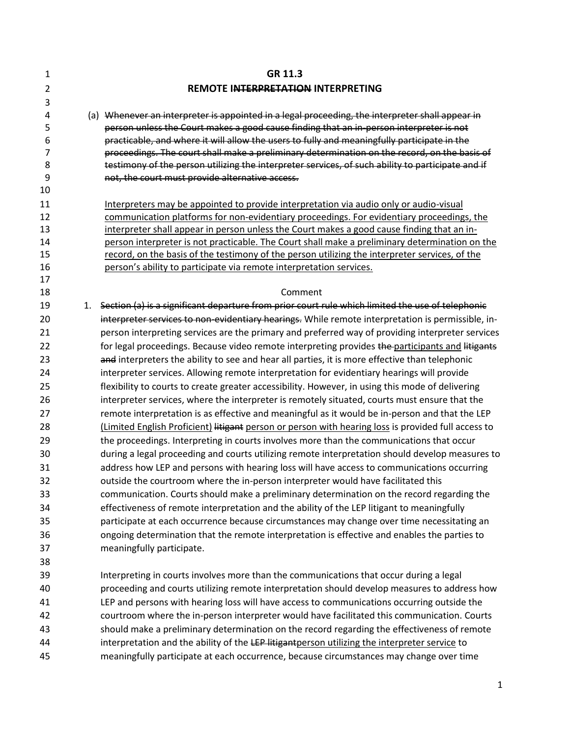# GR 11.3

## REMOTE I~~NTERPRETATION~~ INTERPRETING

(a) ~~Whenever an interpreter is appointed in a legal proceeding, the interpreter shall appear in person unless the Court makes a good cause finding that an in-person interpreter is not practicable, and where it will allow the users to fully and meaningfully participate in the proceedings. The court shall make a preliminary determination on the record, on the basis of testimony of the person utilizing the interpreter services, of such ability to participate and if not, the court must provide alternative access.~~

<u>Interpreters may be appointed to provide interpretation via audio only or audio-visual communication platforms for non-evidentiary proceedings. For evidentiary proceedings, the interpreter shall appear in person unless the Court makes a good cause finding that an in-person interpreter is not practicable. The Court shall make a preliminary determination on the record, on the basis of the testimony of the person utilizing the interpreter services, of the person's ability to participate via remote interpretation services.</u>

Comment

1. ~~Section (a) is a significant departure from prior court rule which limited the use of telephonic interpreter services to non-evidentiary hearings.~~ While remote interpretation is permissible, in-person interpreting services are the primary and preferred way of providing interpreter services for legal proceedings. Because video remote interpreting provides ~~the~~ <u>participants and</u> ~~litigants and~~ interpreters the ability to see and hear all parties, it is more effective than telephonic interpreter services. Allowing remote interpretation for evidentiary hearings will provide flexibility to courts to create greater accessibility. However, in using this mode of delivering interpreter services, where the interpreter is remotely situated, courts must ensure that the remote interpretation is as effective and meaningful as it would be in-person and that the LEP <u>(Limited English Proficient)</u> ~~litigant~~ <u>person or person with hearing loss</u> is provided full access to the proceedings. Interpreting in courts involves more than the communications that occur during a legal proceeding and courts utilizing remote interpretation should develop measures to address how LEP and persons with hearing loss will have access to communications occurring outside the courtroom where the in-person interpreter would have facilitated this communication. Courts should make a preliminary determination on the record regarding the effectiveness of remote interpretation and the ability of the LEP litigant to meaningfully participate at each occurrence because circumstances may change over time necessitating an ongoing determination that the remote interpretation is effective and enables the parties to meaningfully participate.

   Interpreting in courts involves more than the communications that occur during a legal proceeding and courts utilizing remote interpretation should develop measures to address how LEP and persons with hearing loss will have access to communications occurring outside the courtroom where the in-person interpreter would have facilitated this communication. Courts should make a preliminary determination on the record regarding the effectiveness of remote interpretation and the ability of the ~~LEP litigant~~<u>person utilizing the interpreter service</u> to meaningfully participate at each occurrence, because circumstances may change over time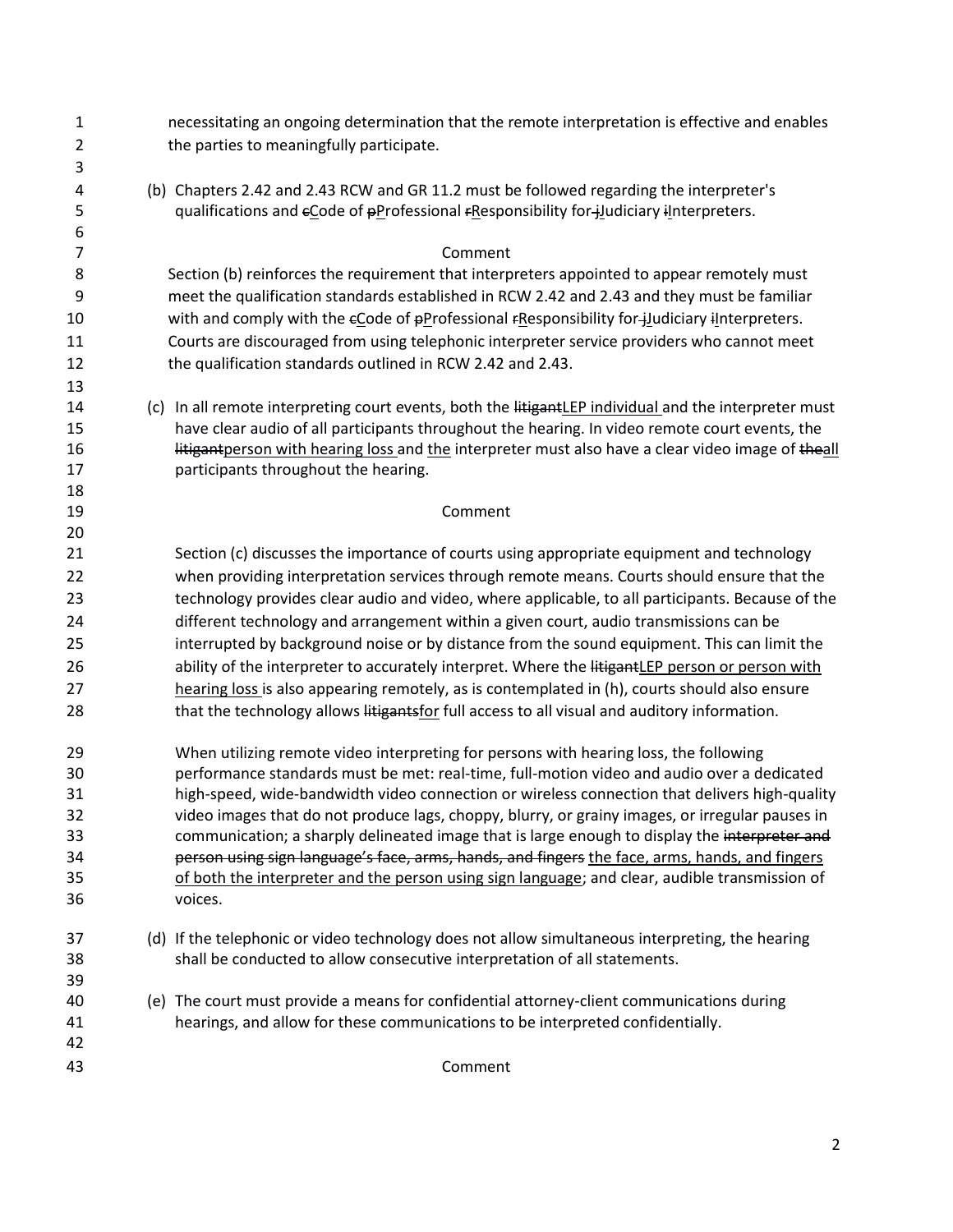necessitating an ongoing determination that the remote interpretation is effective and enables the parties to meaningfully participate.

(b) Chapters 2.42 and 2.43 RCW and GR 11.2 must be followed regarding the interpreter's qualifications and ~~c~~<u>C</u>ode of ~~p~~<u>P</u>rofessional ~~r~~<u>R</u>esponsibility for~~ j~~<u>J</u>udiciary ~~i~~<u>I</u>nterpreters.

Comment

Section (b) reinforces the requirement that interpreters appointed to appear remotely must meet the qualification standards established in RCW 2.42 and 2.43 and they must be familiar with and comply with the ~~c~~<u>C</u>ode of ~~p~~<u>P</u>rofessional ~~r~~<u>R</u>esponsibility for~~ j~~<u>J</u>udiciary ~~i~~<u>I</u>nterpreters. Courts are discouraged from using telephonic interpreter service providers who cannot meet the qualification standards outlined in RCW 2.42 and 2.43.

(c) In all remote interpreting court events, both the ~~litigant~~<u>LEP individual </u>and the interpreter must have clear audio of all participants throughout the hearing. In video remote court events, the ~~litigant~~<u>person with hearing loss </u>and <u>the</u> interpreter must also have a clear video image of ~~the~~<u>all</u> participants throughout the hearing.

Comment

Section (c) discusses the importance of courts using appropriate equipment and technology when providing interpretation services through remote means. Courts should ensure that the technology provides clear audio and video, where applicable, to all participants. Because of the different technology and arrangement within a given court, audio transmissions can be interrupted by background noise or by distance from the sound equipment. This can limit the ability of the interpreter to accurately interpret. Where the ~~litigant~~<u>LEP person or person with hearing loss </u>is also appearing remotely, as is contemplated in (h), courts should also ensure that the technology allows ~~litigants~~<u>for</u> full access to all visual and auditory information.

When utilizing remote video interpreting for persons with hearing loss, the following performance standards must be met: real-time, full-motion video and audio over a dedicated high-speed, wide-bandwidth video connection or wireless connection that delivers high-quality video images that do not produce lags, choppy, blurry, or grainy images, or irregular pauses in communication; a sharply delineated image that is large enough to display the ~~interpreter and person using sign language's face, arms, hands, and fingers~~ <u>the face, arms, hands, and fingers of both the interpreter and the person using sign language</u>; and clear, audible transmission of voices.

(d) If the telephonic or video technology does not allow simultaneous interpreting, the hearing shall be conducted to allow consecutive interpretation of all statements.

(e) The court must provide a means for confidential attorney-client communications during hearings, and allow for these communications to be interpreted confidentially.

Comment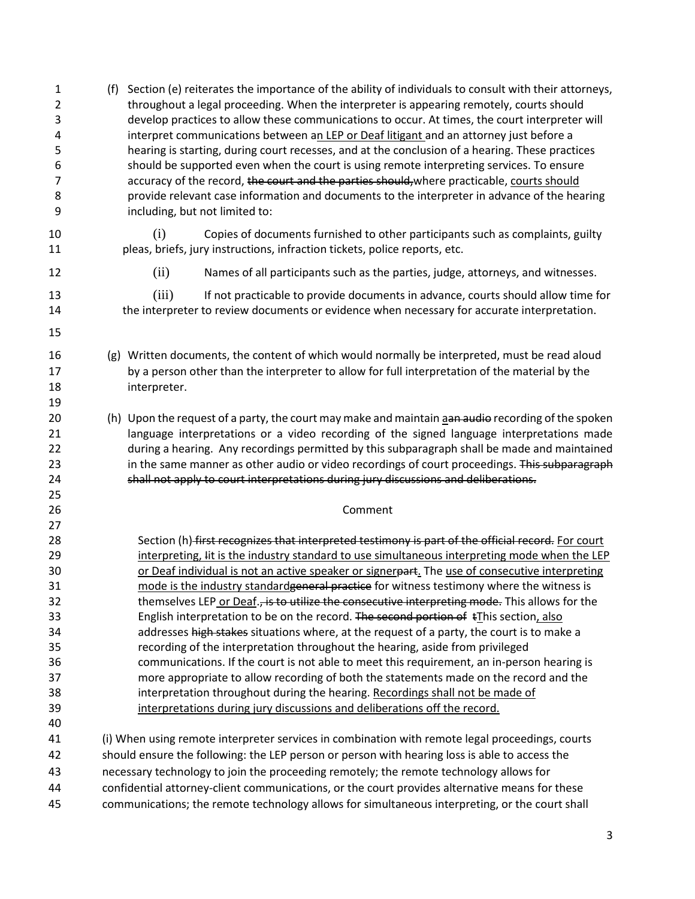(f) Section (e) reiterates the importance of the ability of individuals to consult with their attorneys, throughout a legal proceeding. When the interpreter is appearing remotely, courts should develop practices to allow these communications to occur. At times, the court interpreter will interpret communications between a<u>n LEP or Deaf litigant</u> and an attorney just before a hearing is starting, during court recesses, and at the conclusion of a hearing. These practices should be supported even when the court is using remote interpreting services. To ensure accuracy of the record, ~~the court and the parties should,~~where practicable, <u>courts should</u> provide relevant case information and documents to the interpreter in advance of the hearing including, but not limited to:

(i) Copies of documents furnished to other participants such as complaints, guilty pleas, briefs, jury instructions, infraction tickets, police reports, etc.

(ii) Names of all participants such as the parties, judge, attorneys, and witnesses.

(iii) If not practicable to provide documents in advance, courts should allow time for the interpreter to review documents or evidence when necessary for accurate interpretation.

(g) Written documents, the content of which would normally be interpreted, must be read aloud by a person other than the interpreter to allow for full interpretation of the material by the interpreter.

(h) Upon the request of a party, the court may make and maintain <u>a</u>~~an audio~~ recording of the spoken language interpretations or a video recording of the signed language interpretations made during a hearing. Any recordings permitted by this subparagraph shall be made and maintained in the same manner as other audio or video recordings of court proceedings. ~~This subparagraph shall not apply to court interpretations during jury discussions and deliberations.~~

Comment

Section (h)~~ first recognizes that interpreted testimony is part of the official record.~~ <u>For court interpreting, I</u>~~I~~t is the industry standard to use simultaneous interpreting mode when the LEP <u>or Deaf individual is not an active speaker or signer</u>~~part~~<u>.</u> The <u>use of consecutive interpreting mode is the industry standard</u>~~general practice~~ for witness testimony where the witness is themselves LEP<u> or Deaf</u>.~~, is to utilize the consecutive interpreting mode.~~ This allows for the English interpretation to be on the record. ~~The second portion of~~ ~~t~~<u>T</u>his section<u>, also</u> addresses ~~high stakes~~ situations where, at the request of a party, the court is to make a recording of the interpretation throughout the hearing, aside from privileged communications. If the court is not able to meet this requirement, an in-person hearing is more appropriate to allow recording of both the statements made on the record and the interpretation throughout during the hearing. <u>Recordings shall not be made of interpretations during jury discussions and deliberations off the record.</u>

(i) When using remote interpreter services in combination with remote legal proceedings, courts should ensure the following: the LEP person or person with hearing loss is able to access the necessary technology to join the proceeding remotely; the remote technology allows for confidential attorney-client communications, or the court provides alternative means for these communications; the remote technology allows for simultaneous interpreting, or the court shall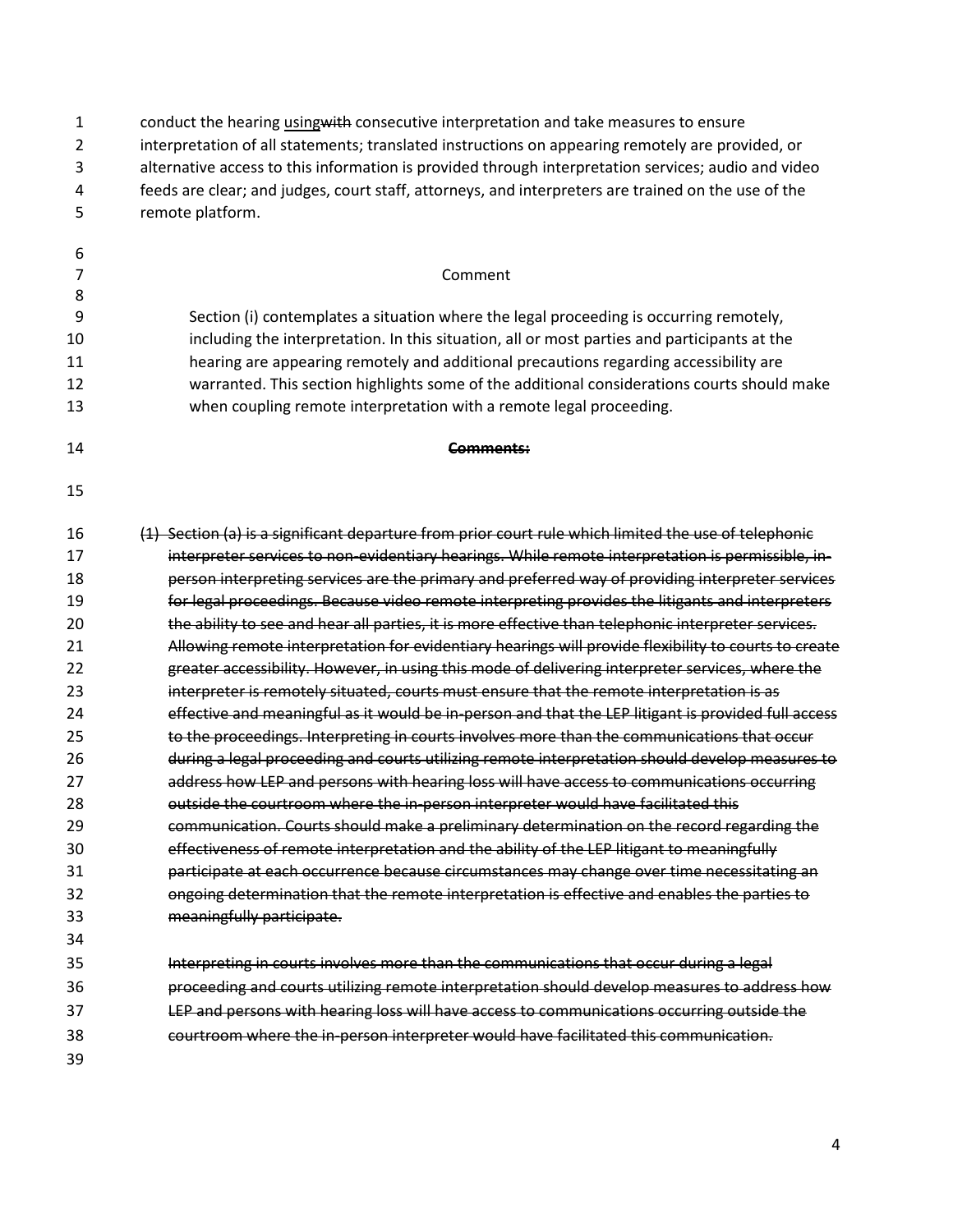conduct the hearing <u>using</u>~~with~~ consecutive interpretation and take measures to ensure interpretation of all statements; translated instructions on appearing remotely are provided, or alternative access to this information is provided through interpretation services; audio and video feeds are clear; and judges, court staff, attorneys, and interpreters are trained on the use of the remote platform.

Comment

Section (i) contemplates a situation where the legal proceeding is occurring remotely, including the interpretation. In this situation, all or most parties and participants at the hearing are appearing remotely and additional precautions regarding accessibility are warranted. This section highlights some of the additional considerations courts should make when coupling remote interpretation with a remote legal proceeding.

~~**Comments:**~~

~~(1) Section (a) is a significant departure from prior court rule which limited the use of telephonic interpreter services to non-evidentiary hearings. While remote interpretation is permissible, in-person interpreting services are the primary and preferred way of providing interpreter services for legal proceedings. Because video remote interpreting provides the litigants and interpreters the ability to see and hear all parties, it is more effective than telephonic interpreter services. Allowing remote interpretation for evidentiary hearings will provide flexibility to courts to create greater accessibility. However, in using this mode of delivering interpreter services, where the interpreter is remotely situated, courts must ensure that the remote interpretation is as effective and meaningful as it would be in-person and that the LEP litigant is provided full access to the proceedings. Interpreting in courts involves more than the communications that occur during a legal proceeding and courts utilizing remote interpretation should develop measures to address how LEP and persons with hearing loss will have access to communications occurring outside the courtroom where the in-person interpreter would have facilitated this communication. Courts should make a preliminary determination on the record regarding the effectiveness of remote interpretation and the ability of the LEP litigant to meaningfully participate at each occurrence because circumstances may change over time necessitating an ongoing determination that the remote interpretation is effective and enables the parties to meaningfully participate.~~

~~Interpreting in courts involves more than the communications that occur during a legal proceeding and courts utilizing remote interpretation should develop measures to address how LEP and persons with hearing loss will have access to communications occurring outside the courtroom where the in-person interpreter would have facilitated this communication.~~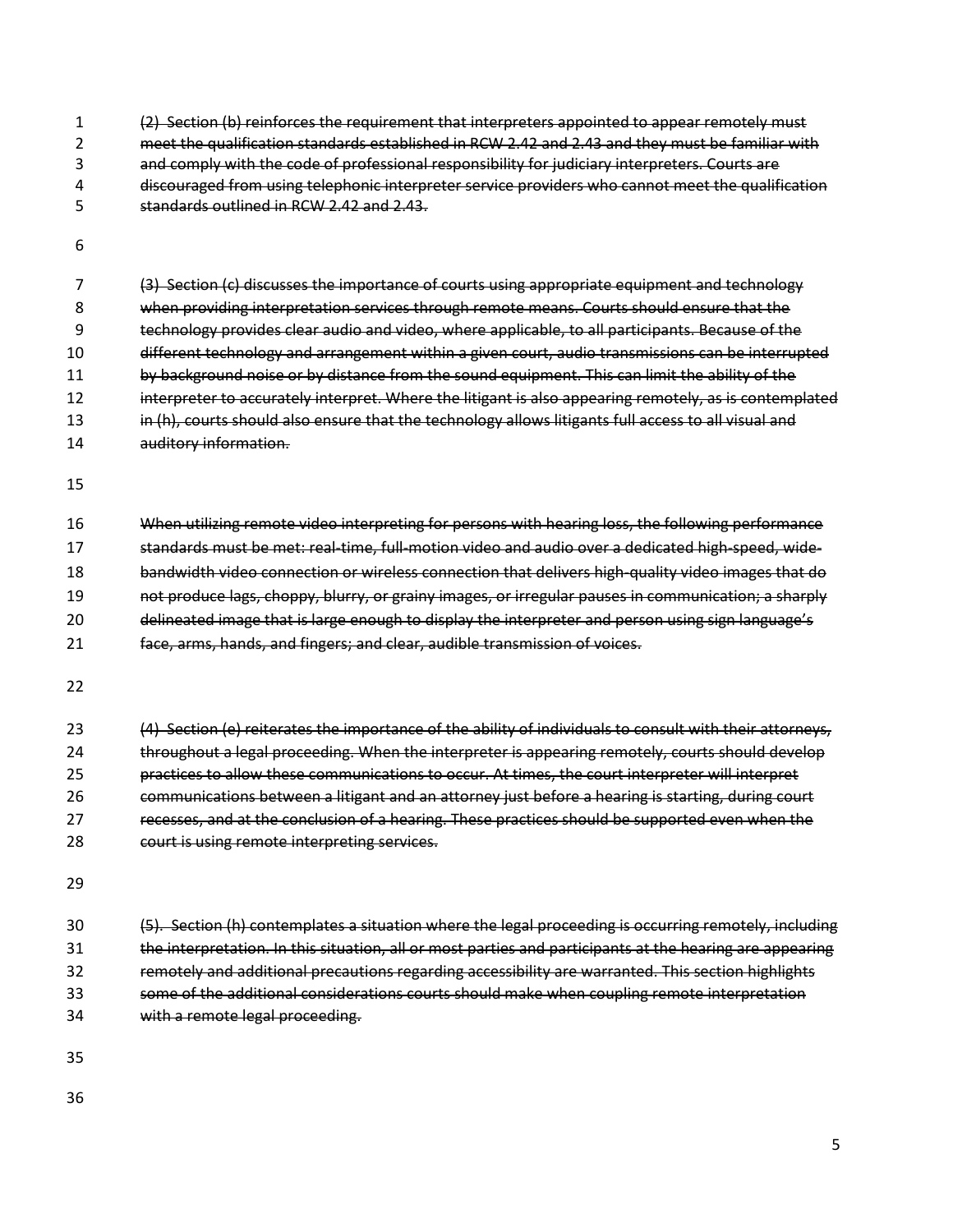~~(2) Section (b) reinforces the requirement that interpreters appointed to appear remotely must meet the qualification standards established in RCW 2.42 and 2.43 and they must be familiar with and comply with the code of professional responsibility for judiciary interpreters. Courts are discouraged from using telephonic interpreter service providers who cannot meet the qualification standards outlined in RCW 2.42 and 2.43.~~

~~(3) Section (c) discusses the importance of courts using appropriate equipment and technology when providing interpretation services through remote means. Courts should ensure that the technology provides clear audio and video, where applicable, to all participants. Because of the different technology and arrangement within a given court, audio transmissions can be interrupted by background noise or by distance from the sound equipment. This can limit the ability of the interpreter to accurately interpret. Where the litigant is also appearing remotely, as is contemplated in (h), courts should also ensure that the technology allows litigants full access to all visual and auditory information.~~

~~When utilizing remote video interpreting for persons with hearing loss, the following performance standards must be met: real-time, full-motion video and audio over a dedicated high-speed, wide-bandwidth video connection or wireless connection that delivers high-quality video images that do not produce lags, choppy, blurry, or grainy images, or irregular pauses in communication; a sharply delineated image that is large enough to display the interpreter and person using sign language's face, arms, hands, and fingers; and clear, audible transmission of voices.~~

~~(4) Section (e) reiterates the importance of the ability of individuals to consult with their attorneys, throughout a legal proceeding. When the interpreter is appearing remotely, courts should develop practices to allow these communications to occur. At times, the court interpreter will interpret communications between a litigant and an attorney just before a hearing is starting, during court recesses, and at the conclusion of a hearing. These practices should be supported even when the court is using remote interpreting services.~~

~~(5). Section (h) contemplates a situation where the legal proceeding is occurring remotely, including the interpretation. In this situation, all or most parties and participants at the hearing are appearing remotely and additional precautions regarding accessibility are warranted. This section highlights some of the additional considerations courts should make when coupling remote interpretation with a remote legal proceeding.~~